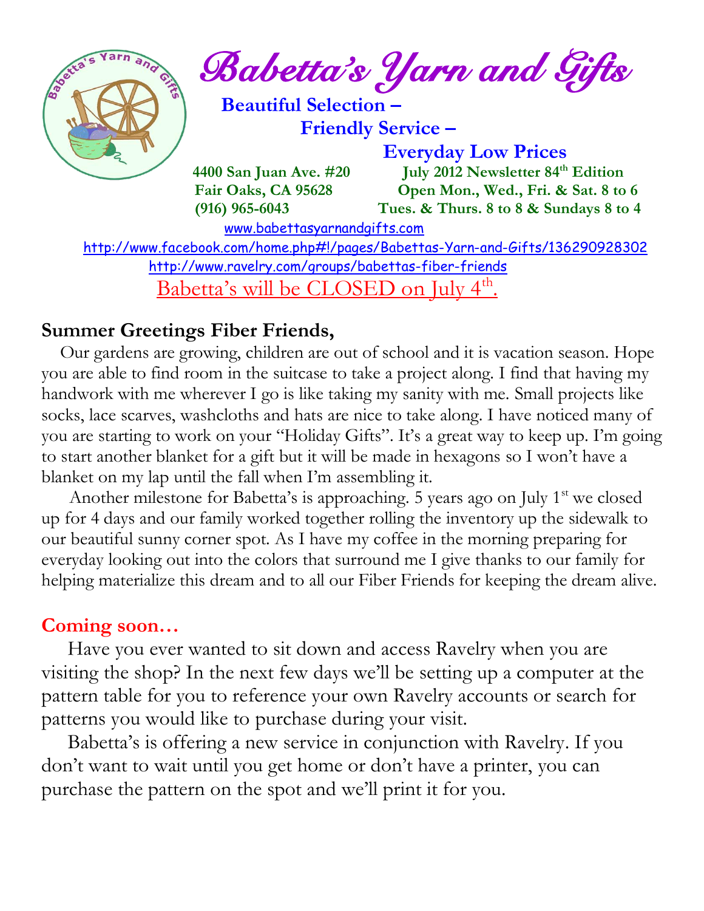# Babetta's Yarn and Gifts

**Beautiful Selection –**
**Friendly Service –**
**Everyday Low Prices**

**4400 San Juan Ave. #20**
**Fair Oaks, CA 95628**
**(916) 965-6043**

**July 2012 Newsletter 84th Edition**
**Open Mon., Wed., Fri. & Sat. 8 to 6**
**Tues. & Thurs. 8 to 8 & Sundays 8 to 4**

www.babettasyarnandgifts.com

http://www.facebook.com/home.php#!/pages/Babettas-Yarn-and-Gifts/136290928302

http://www.ravelry.com/groups/babettas-fiber-friends

Babetta's will be CLOSED on July 4th.

## Summer Greetings Fiber Friends,

Our gardens are growing, children are out of school and it is vacation season. Hope you are able to find room in the suitcase to take a project along. I find that having my handwork with me wherever I go is like taking my sanity with me. Small projects like socks, lace scarves, washcloths and hats are nice to take along. I have noticed many of you are starting to work on your "Holiday Gifts". It's a great way to keep up. I'm going to start another blanket for a gift but it will be made in hexagons so I won't have a blanket on my lap until the fall when I'm assembling it.

Another milestone for Babetta's is approaching. 5 years ago on July 1st we closed up for 4 days and our family worked together rolling the inventory up the sidewalk to our beautiful sunny corner spot. As I have my coffee in the morning preparing for everyday looking out into the colors that surround me I give thanks to our family for helping materialize this dream and to all our Fiber Friends for keeping the dream alive.

## Coming soon…

Have you ever wanted to sit down and access Ravelry when you are visiting the shop? In the next few days we'll be setting up a computer at the pattern table for you to reference your own Ravelry accounts or search for patterns you would like to purchase during your visit.

Babetta's is offering a new service in conjunction with Ravelry. If you don't want to wait until you get home or don't have a printer, you can purchase the pattern on the spot and we'll print it for you.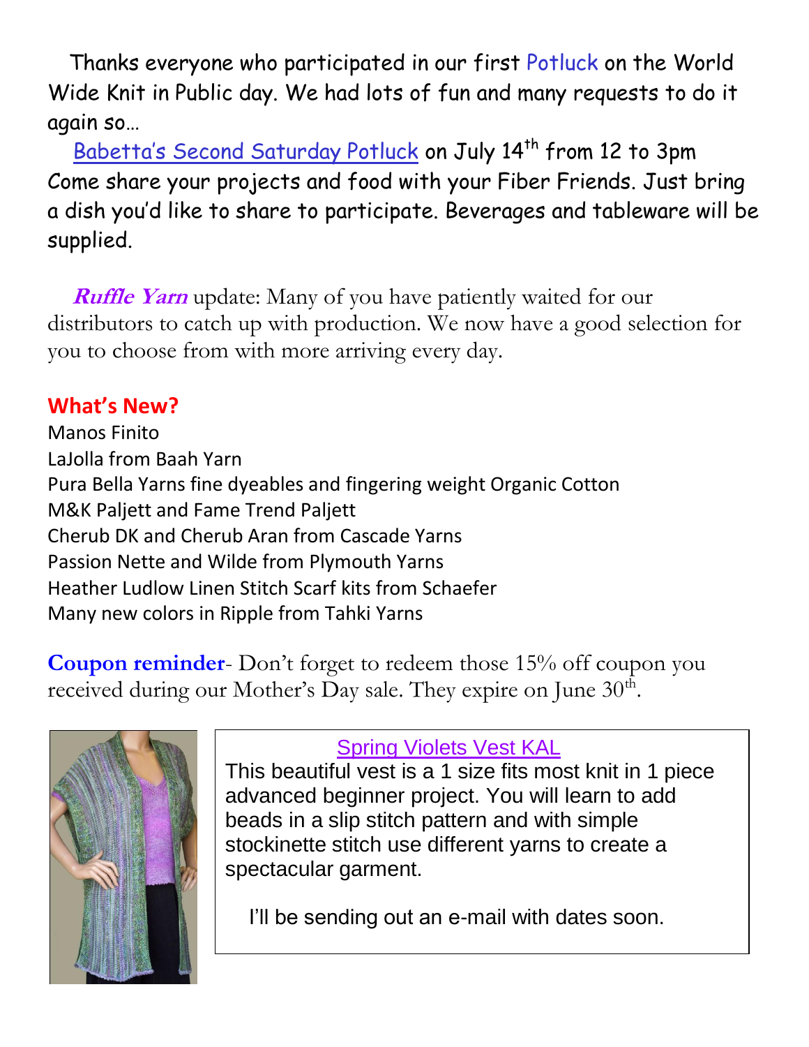Thanks everyone who participated in our first Potluck on the World Wide Knit in Public day. We had lots of fun and many requests to do it again so…

Babetta's Second Saturday Potluck on July 14th from 12 to 3pm Come share your projects and food with your Fiber Friends. Just bring a dish you'd like to share to participate. Beverages and tableware will be supplied.

***Ruffle Yarn*** update: Many of you have patiently waited for our distributors to catch up with production. We now have a good selection for you to choose from with more arriving every day.

## What's New?

Manos Finito
LaJolla from Baah Yarn
Pura Bella Yarns fine dyeables and fingering weight Organic Cotton
M&K Paljett and Fame Trend Paljett
Cherub DK and Cherub Aran from Cascade Yarns
Passion Nette and Wilde from Plymouth Yarns
Heather Ludlow Linen Stitch Scarf kits from Schaefer
Many new colors in Ripple from Tahki Yarns

**Coupon reminder**- Don't forget to redeem those 15% off coupon you received during our Mother's Day sale. They expire on June 30th.

Spring Violets Vest KAL

This beautiful vest is a 1 size fits most knit in 1 piece advanced beginner project. You will learn to add beads in a slip stitch pattern and with simple stockinette stitch use different yarns to create a spectacular garment.

I'll be sending out an e-mail with dates soon.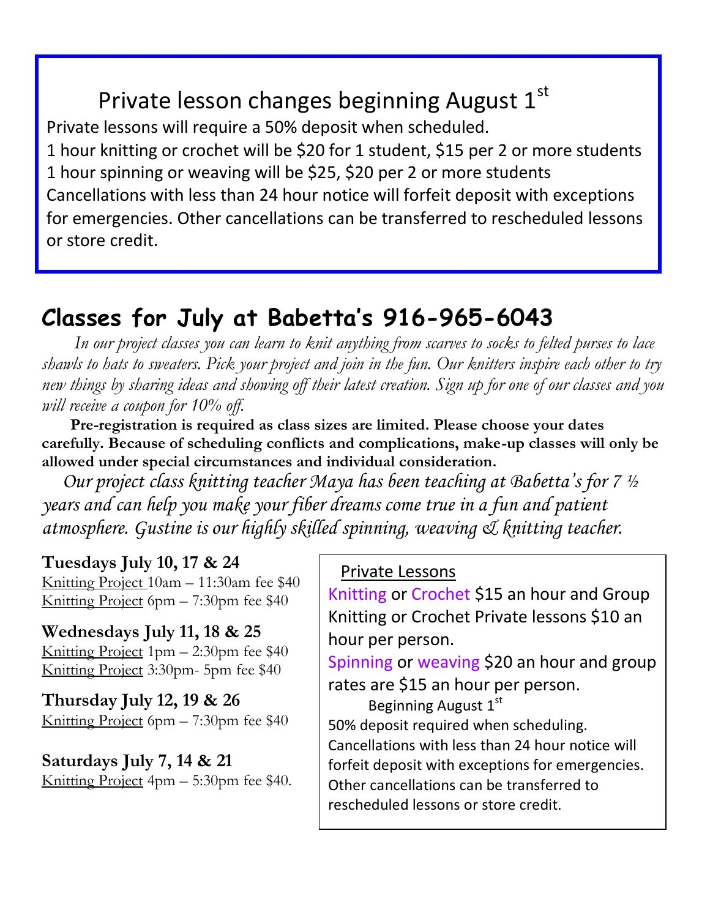## Private lesson changes beginning August 1st

Private lessons will require a 50% deposit when scheduled.
1 hour knitting or crochet will be $20 for 1 student, $15 per 2 or more students
1 hour spinning or weaving will be $25, $20 per 2 or more students
Cancellations with less than 24 hour notice will forfeit deposit with exceptions for emergencies. Other cancellations can be transferred to rescheduled lessons or store credit.

# Classes for July at Babetta's 916-965-6043

*In our project classes you can learn to knit anything from scarves to socks to felted purses to lace shawls to hats to sweaters. Pick your project and join in the fun. Our knitters inspire each other to try new things by sharing ideas and showing off their latest creation. Sign up for one of our classes and you will receive a coupon for 10% off.*

**Pre-registration is required as class sizes are limited. Please choose your dates carefully. Because of scheduling conflicts and complications, make-up classes will only be allowed under special circumstances and individual consideration.**

*Our project class knitting teacher Maya has been teaching at Babetta's for 7 ½ years and can help you make your fiber dreams come true in a fun and patient atmosphere. Gustine is our highly skilled spinning, weaving & knitting teacher.*

**Tuesdays July 10, 17 & 24**
Knitting Project 10am – 11:30am fee $40
Knitting Project 6pm – 7:30pm fee $40

**Wednesdays July 11, 18 & 25**
Knitting Project 1pm – 2:30pm fee $40
Knitting Project 3:30pm- 5pm fee $40

**Thursday July 12, 19 & 26**
Knitting Project 6pm – 7:30pm fee $40

**Saturdays July 7, 14 & 21**
Knitting Project 4pm – 5:30pm fee $40.

### Private Lessons

Knitting or Crochet $15 an hour and Group Knitting or Crochet Private lessons $10 an hour per person.

Spinning or weaving $20 an hour and group rates are $15 an hour per person.

Beginning August 1st
50% deposit required when scheduling. Cancellations with less than 24 hour notice will forfeit deposit with exceptions for emergencies. Other cancellations can be transferred to rescheduled lessons or store credit.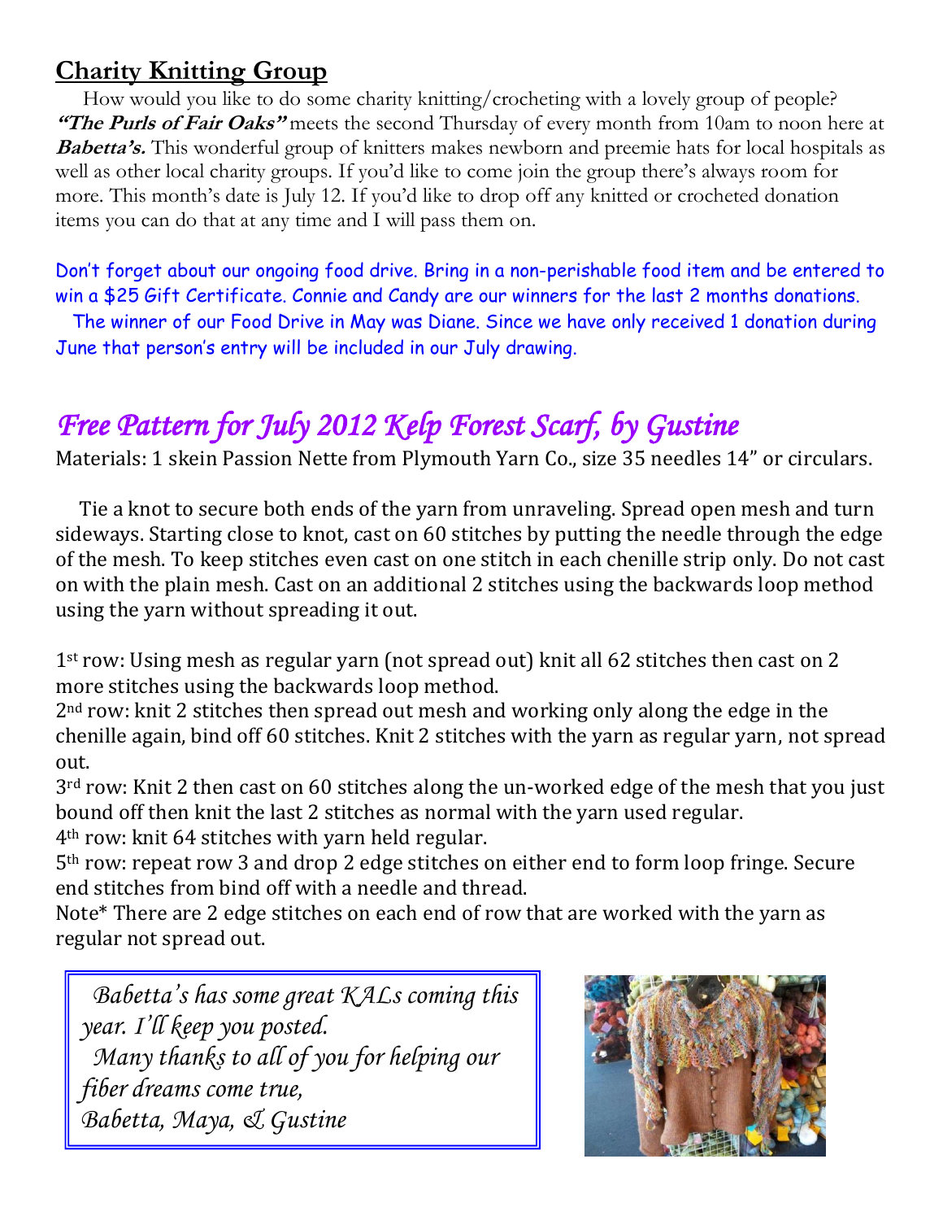## Charity Knitting Group

How would you like to do some charity knitting/crocheting with a lovely group of people? ***"The Purls of Fair Oaks"*** meets the second Thursday of every month from 10am to noon here at ***Babetta's.*** This wonderful group of knitters makes newborn and preemie hats for local hospitals as well as other local charity groups. If you'd like to come join the group there's always room for more. This month's date is July 12. If you'd like to drop off any knitted or crocheted donation items you can do that at any time and I will pass them on.

Don't forget about our ongoing food drive. Bring in a non-perishable food item and be entered to win a $25 Gift Certificate. Connie and Candy are our winners for the last 2 months donations.
The winner of our Food Drive in May was Diane. Since we have only received 1 donation during June that person's entry will be included in our July drawing.

## *Free Pattern for July 2012 Kelp Forest Scarf, by Gustine*

Materials: 1 skein Passion Nette from Plymouth Yarn Co., size 35 needles 14" or circulars.

Tie a knot to secure both ends of the yarn from unraveling. Spread open mesh and turn sideways. Starting close to knot, cast on 60 stitches by putting the needle through the edge of the mesh. To keep stitches even cast on one stitch in each chenille strip only. Do not cast on with the plain mesh. Cast on an additional 2 stitches using the backwards loop method using the yarn without spreading it out.

1st row: Using mesh as regular yarn (not spread out) knit all 62 stitches then cast on 2 more stitches using the backwards loop method.
2nd row: knit 2 stitches then spread out mesh and working only along the edge in the chenille again, bind off 60 stitches. Knit 2 stitches with the yarn as regular yarn, not spread out.
3rd row: Knit 2 then cast on 60 stitches along the un-worked edge of the mesh that you just bound off then knit the last 2 stitches as normal with the yarn used regular.
4th row: knit 64 stitches with yarn held regular.
5th row: repeat row 3 and drop 2 edge stitches on either end to form loop fringe. Secure end stitches from bind off with a needle and thread.
Note* There are 2 edge stitches on each end of row that are worked with the yarn as regular not spread out.

*Babetta's has some great KALs coming this year. I'll keep you posted.*
*Many thanks to all of you for helping our fiber dreams come true,*
*Babetta, Maya, & Gustine*